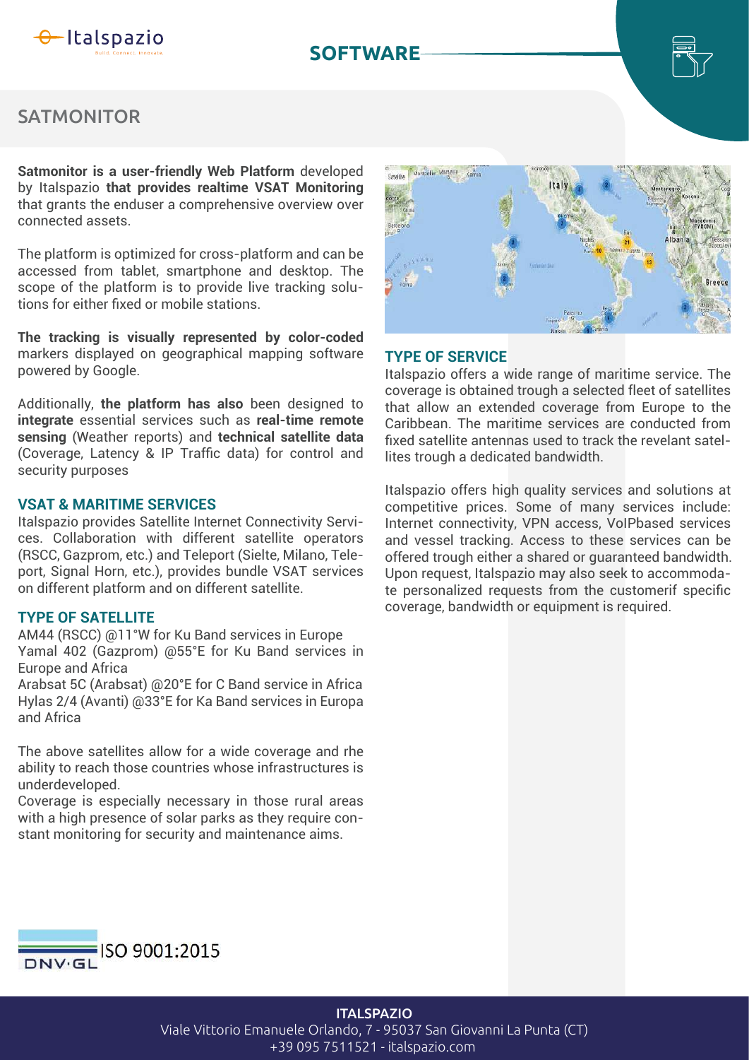# SOFTWARE

## SATMONITOR

**Satmonitor is a user-friendly Web Platform** developed by Italspazio **that provides realtime VSAT Monitoring** that grants the enduser a comprehensive overview over connected assets.

The platform is optimized for cross-platform and can be accessed from tablet, smartphone and desktop. The scope of the platform is to provide live tracking solutions for either fixed or mobile stations.

**The tracking is visually represented by color-coded** markers displayed on geographical mapping software powered by Google.

Additionally, **the platform has also** been designed to **integrate** essential services such as **real-time remote sensing** (Weather reports) and **technical satellite data** (Coverage, Latency & IP Traffic data) for control and security purposes

### VSAT & MARITIME SERVICES

Italspazio provides Satellite Internet Connectivity Services. Collaboration with different satellite operators (RSCC, Gazprom, etc.) and Teleport (Sielte, Milano, Teleport, Signal Horn, etc.), provides bundle VSAT services on different platform and on different satellite.

### TYPE OF SATELLITE

AM44 (RSCC) @11°W for Ku Band services in Europe
Yamal 402 (Gazprom) @55°E for Ku Band services in Europe and Africa
Arabsat 5C (Arabsat) @20°E for C Band service in Africa
Hylas 2/4 (Avanti) @33°E for Ka Band services in Europa and Africa

The above satellites allow for a wide coverage and rhe ability to reach those countries whose infrastructures is underdeveloped.
Coverage is especially necessary in those rural areas with a high presence of solar parks as they require constant monitoring for security and maintenance aims.

### TYPE OF SERVICE

Italspazio offers a wide range of maritime service. The coverage is obtained trough a selected fleet of satellites that allow an extended coverage from Europe to the Caribbean. The maritime services are conducted from fixed satellite antennas used to track the revelant satellites trough a dedicated bandwidth.

Italspazio offers high quality services and solutions at competitive prices. Some of many services include: Internet connectivity, VPN access, VoIPbased services and vessel tracking. Access to these services can be offered trough either a shared or guaranteed bandwidth. Upon request, Italspazio may also seek to accommodate personalized requests from the customerif specific coverage, bandwidth or equipment is required.

ISO 9001:2015

**ITALSPAZIO**
Viale Vittorio Emanuele Orlando, 7 - 95037 San Giovanni La Punta (CT)
+39 095 7511521 - italspazio.com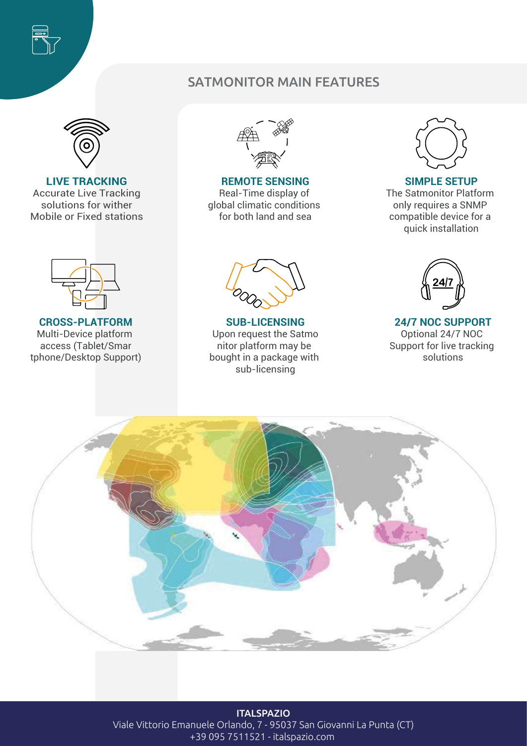## SATMONITOR MAIN FEATURES

**LIVE TRACKING**
Accurate Live Tracking solutions for wither Mobile or Fixed stations

**REMOTE SENSING**
Real-Time display of global climatic conditions for both land and sea

**SIMPLE SETUP**
The Satmonitor Platform only requires a SNMP compatible device for a quick installation

**CROSS-PLATFORM**
Multi-Device platform access (Tablet/Smartphone/Desktop Support)

**SUB-LICENSING**
Upon request the Satmonitor platform may be bought in a package with sub-licensing

**24/7 NOC SUPPORT**
Optional 24/7 NOC Support for live tracking solutions

**ITALSPAZIO**
Viale Vittorio Emanuele Orlando, 7 - 95037 San Giovanni La Punta (CT)
+39 095 7511521 - italspazio.com